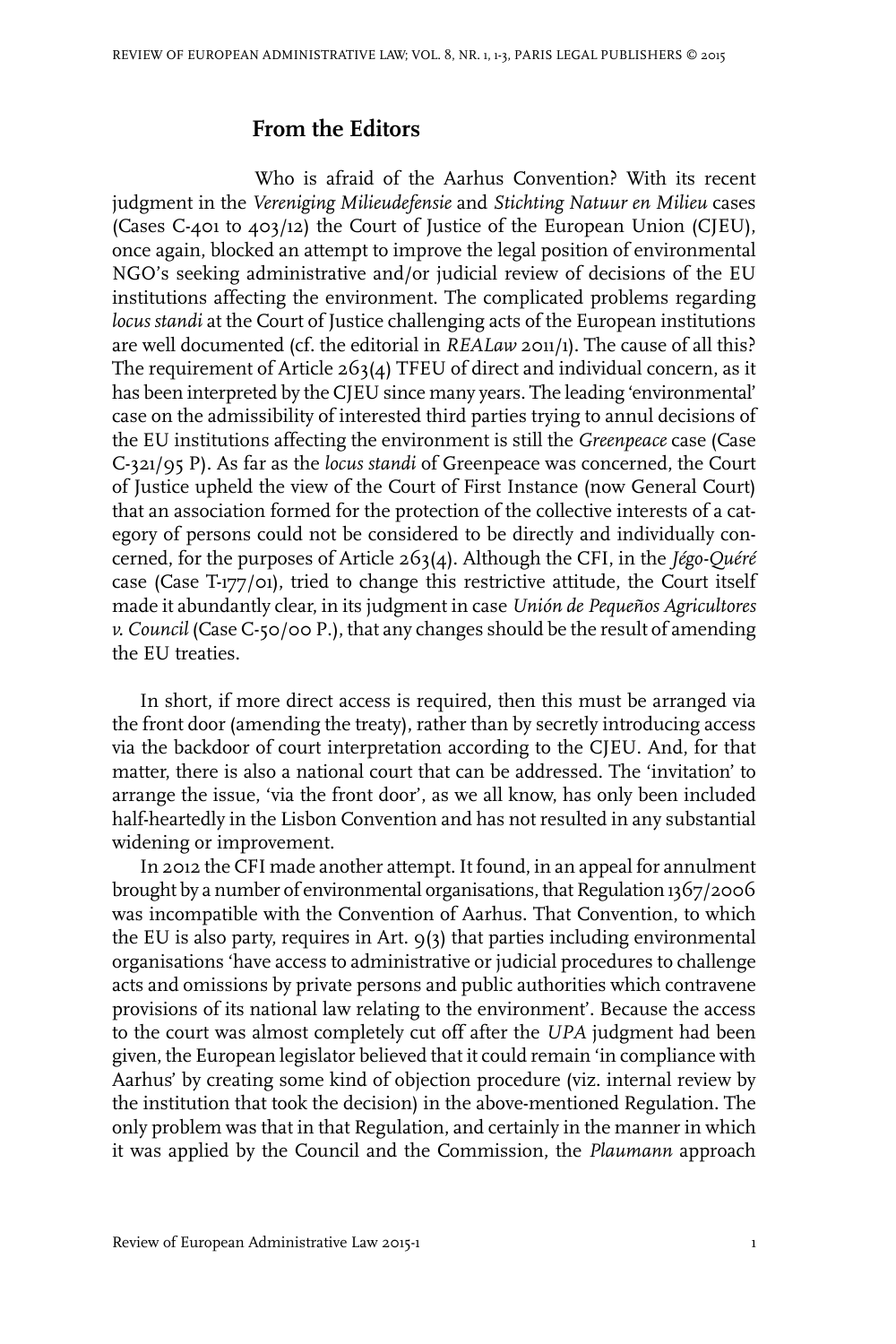## From the Editors

Who is afraid of the Aarhus Convention? With its recent judgment in the *Vereniging Milieudefensie* and *Stichting Natuur en Milieu* cases (Cases C-401 to 403/12) the Court of Justice of the European Union (CJEU), once again, blocked an attempt to improve the legal position of environmental NGO's seeking administrative and/or judicial review of decisions of the EU institutions affecting the environment. The complicated problems regarding *locus standi* at the Court of Justice challenging acts of the European institutions are well documented (cf. the editorial in *REALaw* 2011/1). The cause of all this? The requirement of Article 263(4) TFEU of direct and individual concern, as it has been interpreted by the CJEU since many years. The leading 'environmental' case on the admissibility of interested third parties trying to annul decisions of the EU institutions affecting the environment is still the *Greenpeace* case (Case C-321/95 P). As far as the *locus standi* of Greenpeace was concerned, the Court of Justice upheld the view of the Court of First Instance (now General Court) that an association formed for the protection of the collective interests of a category of persons could not be considered to be directly and individually concerned, for the purposes of Article 263(4). Although the CFI, in the *Jégo-Quéré* case (Case T-177/01), tried to change this restrictive attitude, the Court itself made it abundantly clear, in its judgment in case *Unión de Pequeños Agricultores v. Council* (Case C-50/00 P.), that any changes should be the result of amending the EU treaties.

In short, if more direct access is required, then this must be arranged via the front door (amending the treaty), rather than by secretly introducing access via the backdoor of court interpretation according to the CJEU. And, for that matter, there is also a national court that can be addressed. The 'invitation' to arrange the issue, 'via the front door', as we all know, has only been included half-heartedly in the Lisbon Convention and has not resulted in any substantial widening or improvement.

In 2012 the CFI made another attempt. It found, in an appeal for annulment brought by a number of environmental organisations, that Regulation 1367/2006 was incompatible with the Convention of Aarhus. That Convention, to which the EU is also party, requires in Art. 9(3) that parties including environmental organisations 'have access to administrative or judicial procedures to challenge acts and omissions by private persons and public authorities which contravene provisions of its national law relating to the environment'. Because the access to the court was almost completely cut off after the *UPA* judgment had been given, the European legislator believed that it could remain 'in compliance with Aarhus' by creating some kind of objection procedure (viz. internal review by the institution that took the decision) in the above-mentioned Regulation. The only problem was that in that Regulation, and certainly in the manner in which it was applied by the Council and the Commission, the *Plaumann* approach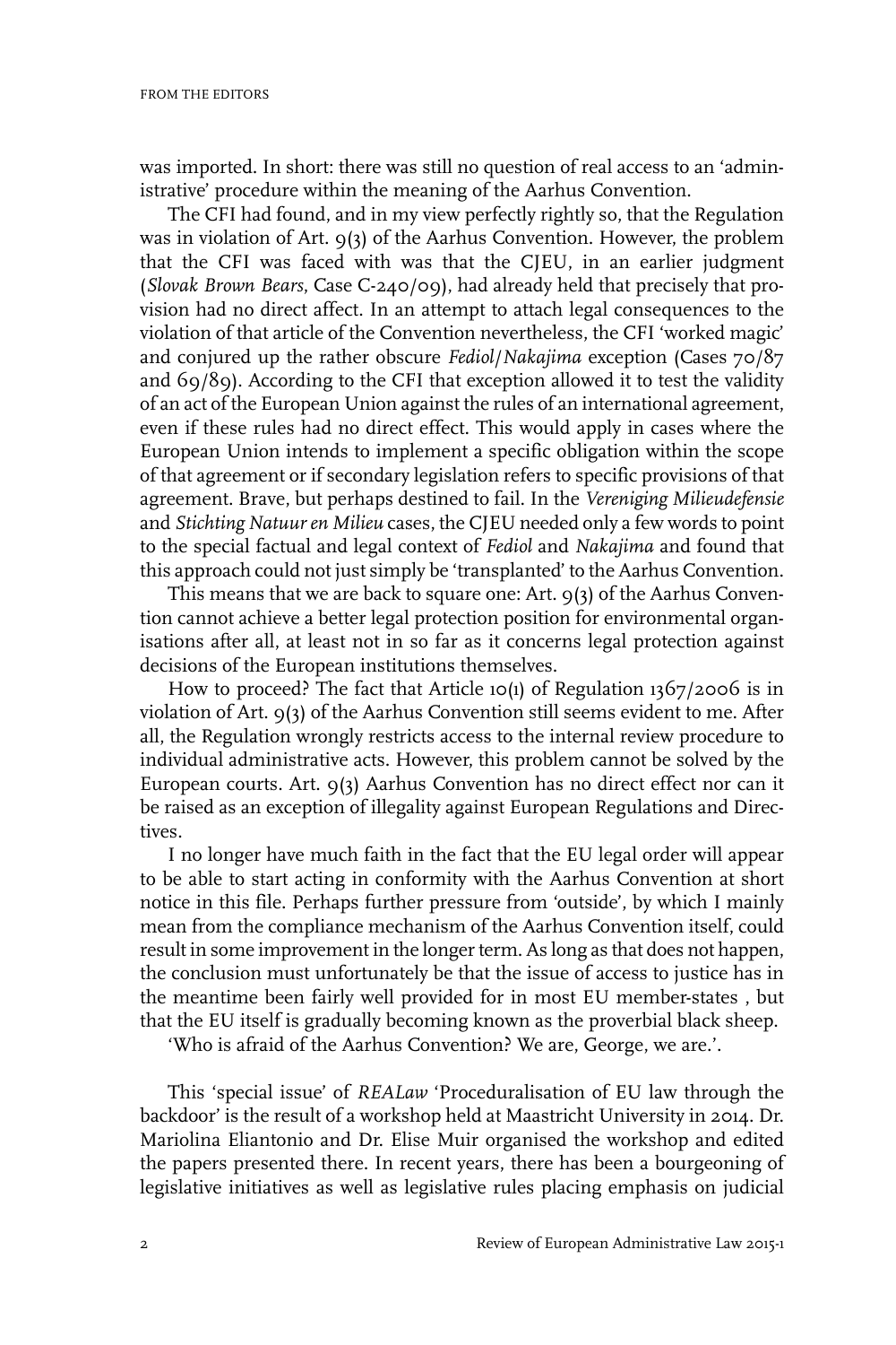was imported. In short: there was still no question of real access to an 'administrative' procedure within the meaning of the Aarhus Convention.

The CFI had found, and in my view perfectly rightly so, that the Regulation was in violation of Art. 9(3) of the Aarhus Convention. However, the problem that the CFI was faced with was that the CJEU, in an earlier judgment (*Slovak Brown Bears*, Case C-240/09), had already held that precisely that provision had no direct affect. In an attempt to attach legal consequences to the violation of that article of the Convention nevertheless, the CFI 'worked magic' and conjured up the rather obscure *Fediol/Nakajima* exception (Cases 70/87 and 69/89). According to the CFI that exception allowed it to test the validity of an act of the European Union against the rules of an international agreement, even if these rules had no direct effect. This would apply in cases where the European Union intends to implement a specific obligation within the scope of that agreement or if secondary legislation refers to specific provisions of that agreement. Brave, but perhaps destined to fail. In the *Vereniging Milieudefensie* and *Stichting Natuur en Milieu* cases, the CJEU needed only a few words to point to the special factual and legal context of *Fediol* and *Nakajima* and found that this approach could not just simply be 'transplanted' to the Aarhus Convention.

This means that we are back to square one: Art. 9(3) of the Aarhus Convention cannot achieve a better legal protection position for environmental organisations after all, at least not in so far as it concerns legal protection against decisions of the European institutions themselves.

How to proceed? The fact that Article 10(1) of Regulation 1367/2006 is in violation of Art. 9(3) of the Aarhus Convention still seems evident to me. After all, the Regulation wrongly restricts access to the internal review procedure to individual administrative acts. However, this problem cannot be solved by the European courts. Art. 9(3) Aarhus Convention has no direct effect nor can it be raised as an exception of illegality against European Regulations and Directives.

I no longer have much faith in the fact that the EU legal order will appear to be able to start acting in conformity with the Aarhus Convention at short notice in this file. Perhaps further pressure from 'outside', by which I mainly mean from the compliance mechanism of the Aarhus Convention itself, could result in some improvement in the longer term. As long as that does not happen, the conclusion must unfortunately be that the issue of access to justice has in the meantime been fairly well provided for in most EU member-states , but that the EU itself is gradually becoming known as the proverbial black sheep.

'Who is afraid of the Aarhus Convention? We are, George, we are.'.

This 'special issue' of *REALaw* 'Proceduralisation of EU law through the backdoor' is the result of a workshop held at Maastricht University in 2014. Dr. Mariolina Eliantonio and Dr. Elise Muir organised the workshop and edited the papers presented there. In recent years, there has been a bourgeoning of legislative initiatives as well as legislative rules placing emphasis on judicial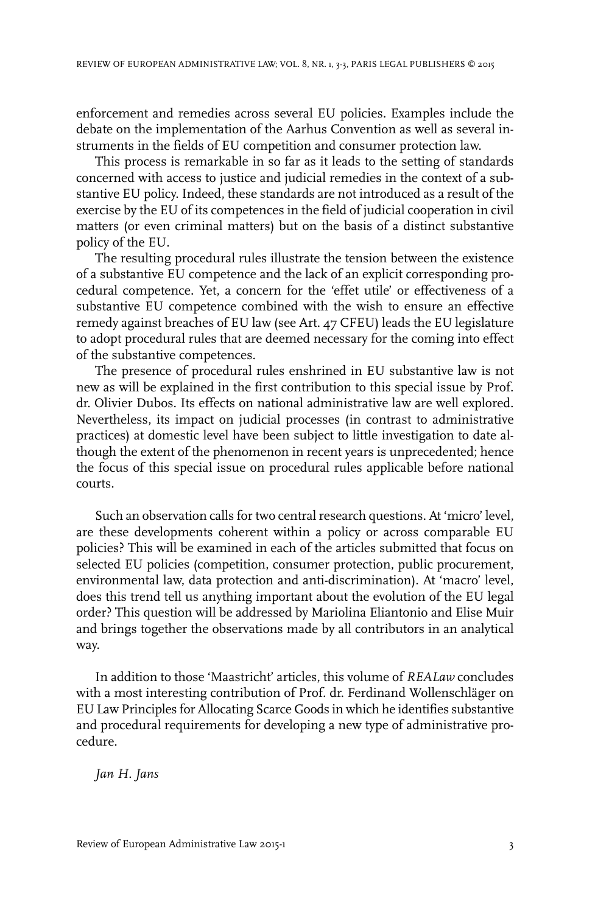enforcement and remedies across several EU policies. Examples include the debate on the implementation of the Aarhus Convention as well as several instruments in the fields of EU competition and consumer protection law.

This process is remarkable in so far as it leads to the setting of standards concerned with access to justice and judicial remedies in the context of a substantive EU policy. Indeed, these standards are not introduced as a result of the exercise by the EU of its competences in the field of judicial cooperation in civil matters (or even criminal matters) but on the basis of a distinct substantive policy of the EU.

The resulting procedural rules illustrate the tension between the existence of a substantive EU competence and the lack of an explicit corresponding procedural competence. Yet, a concern for the 'effet utile' or effectiveness of a substantive EU competence combined with the wish to ensure an effective remedy against breaches of EU law (see Art. 47 CFEU) leads the EU legislature to adopt procedural rules that are deemed necessary for the coming into effect of the substantive competences.

The presence of procedural rules enshrined in EU substantive law is not new as will be explained in the first contribution to this special issue by Prof. dr. Olivier Dubos. Its effects on national administrative law are well explored. Nevertheless, its impact on judicial processes (in contrast to administrative practices) at domestic level have been subject to little investigation to date although the extent of the phenomenon in recent years is unprecedented; hence the focus of this special issue on procedural rules applicable before national courts.

Such an observation calls for two central research questions. At 'micro' level, are these developments coherent within a policy or across comparable EU policies? This will be examined in each of the articles submitted that focus on selected EU policies (competition, consumer protection, public procurement, environmental law, data protection and anti-discrimination). At 'macro' level, does this trend tell us anything important about the evolution of the EU legal order? This question will be addressed by Mariolina Eliantonio and Elise Muir and brings together the observations made by all contributors in an analytical way.

In addition to those 'Maastricht' articles, this volume of *REALaw* concludes with a most interesting contribution of Prof. dr. Ferdinand Wollenschläger on EU Law Principles for Allocating Scarce Goods in which he identifies substantive and procedural requirements for developing a new type of administrative procedure.

*Jan H. Jans*